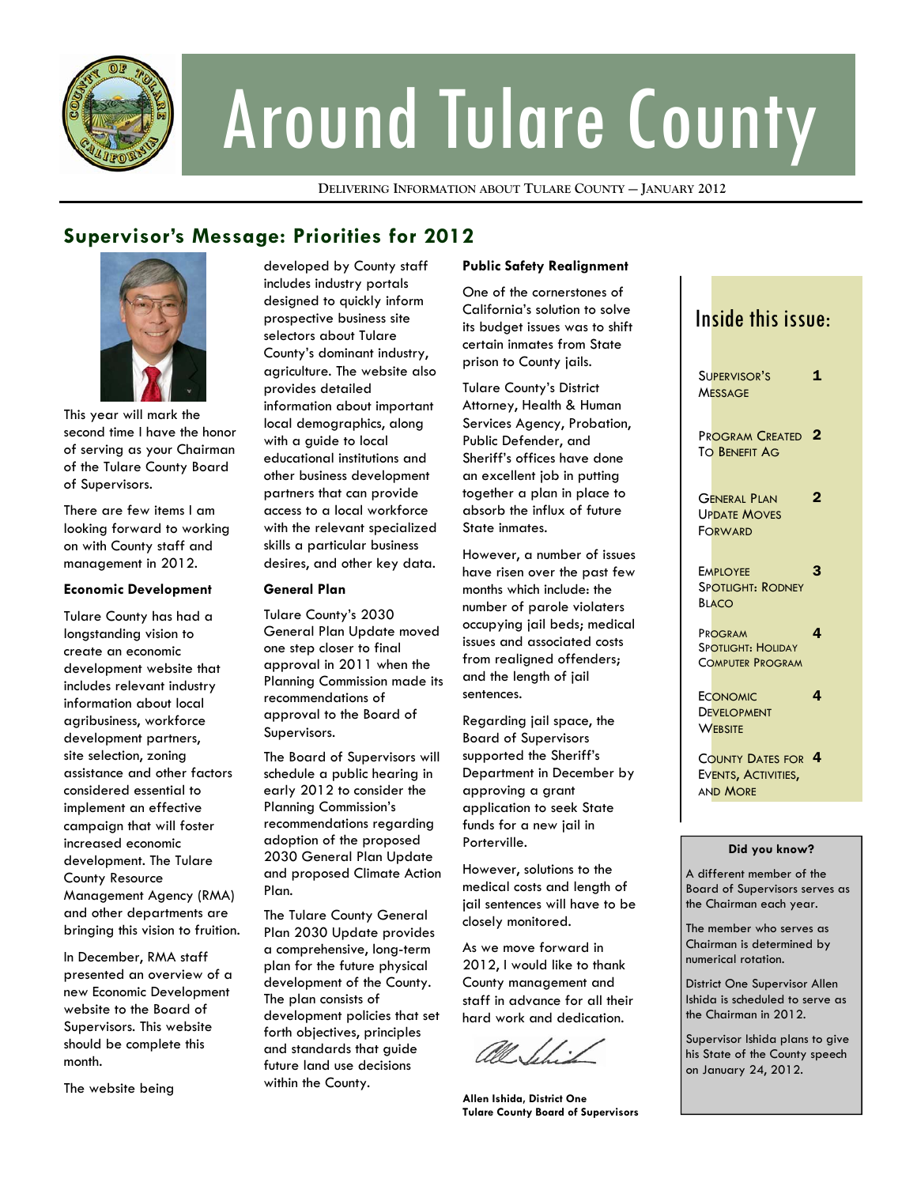# Around Tulare County

DELIVERING INFORMATION ABOUT TULARE COUNTY — JANUARY 2012

## Supervisor's Message: Priorities for 2012

This year will mark the second time I have the honor of serving as your Chairman of the Tulare County Board of Supervisors.

There are few items I am looking forward to working on with County staff and management in 2012.

**Economic Development**

Tulare County has had a longstanding vision to create an economic development website that includes relevant industry information about local agribusiness, workforce development partners, site selection, zoning assistance and other factors considered essential to implement an effective campaign that will foster increased economic development. The Tulare County Resource Management Agency (RMA) and other departments are bringing this vision to fruition.

In December, RMA staff presented an overview of a new Economic Development website to the Board of Supervisors. This website should be complete this month.

The website being developed by County staff includes industry portals designed to quickly inform prospective business site selectors about Tulare County's dominant industry, agriculture. The website also provides detailed information about important local demographics, along with a guide to local educational institutions and other business development partners that can provide access to a local workforce with the relevant specialized skills a particular business desires, and other key data.

**General Plan**

Tulare County's 2030 General Plan Update moved one step closer to final approval in 2011 when the Planning Commission made its recommendations of approval to the Board of Supervisors.

The Board of Supervisors will schedule a public hearing in early 2012 to consider the Planning Commission's recommendations regarding adoption of the proposed 2030 General Plan Update and proposed Climate Action Plan.

The Tulare County General Plan 2030 Update provides a comprehensive, long-term plan for the future physical development of the County. The plan consists of development policies that set forth objectives, principles and standards that guide future land use decisions within the County.

**Public Safety Realignment**

One of the cornerstones of California's solution to solve its budget issues was to shift certain inmates from State prison to County jails.

Tulare County's District Attorney, Health & Human Services Agency, Probation, Public Defender, and Sheriff's offices have done an excellent job in putting together a plan in place to absorb the influx of future State inmates.

However, a number of issues have risen over the past few months which include: the number of parole violaters occupying jail beds; medical issues and associated costs from realigned offenders; and the length of jail sentences.

Regarding jail space, the Board of Supervisors supported the Sheriff's Department in December by approving a grant application to seek State funds for a new jail in Porterville.

However, solutions to the medical costs and length of jail sentences will have to be closely monitored.

As we move forward in 2012, I would like to thank County management and staff in advance for all their hard work and dedication.

**Allen Ishida, District One**
**Tulare County Board of Supervisors**

## Inside this issue:

| | |
|---|---|
| Supervisor's Message | 1 |
| Program Created To Benefit Ag | 2 |
| General Plan Update Moves Forward | 2 |
| Employee Spotlight: Rodney Blaco | 3 |
| Program Spotlight: Holiday Computer Program | 4 |
| Economic Development Website | 4 |
| County Dates for Events, Activities, and More | 4 |

**Did you know?**

A different member of the Board of Supervisors serves as the Chairman each year.

The member who serves as Chairman is determined by numerical rotation.

District One Supervisor Allen Ishida is scheduled to serve as the Chairman in 2012.

Supervisor Ishida plans to give his State of the County speech on January 24, 2012.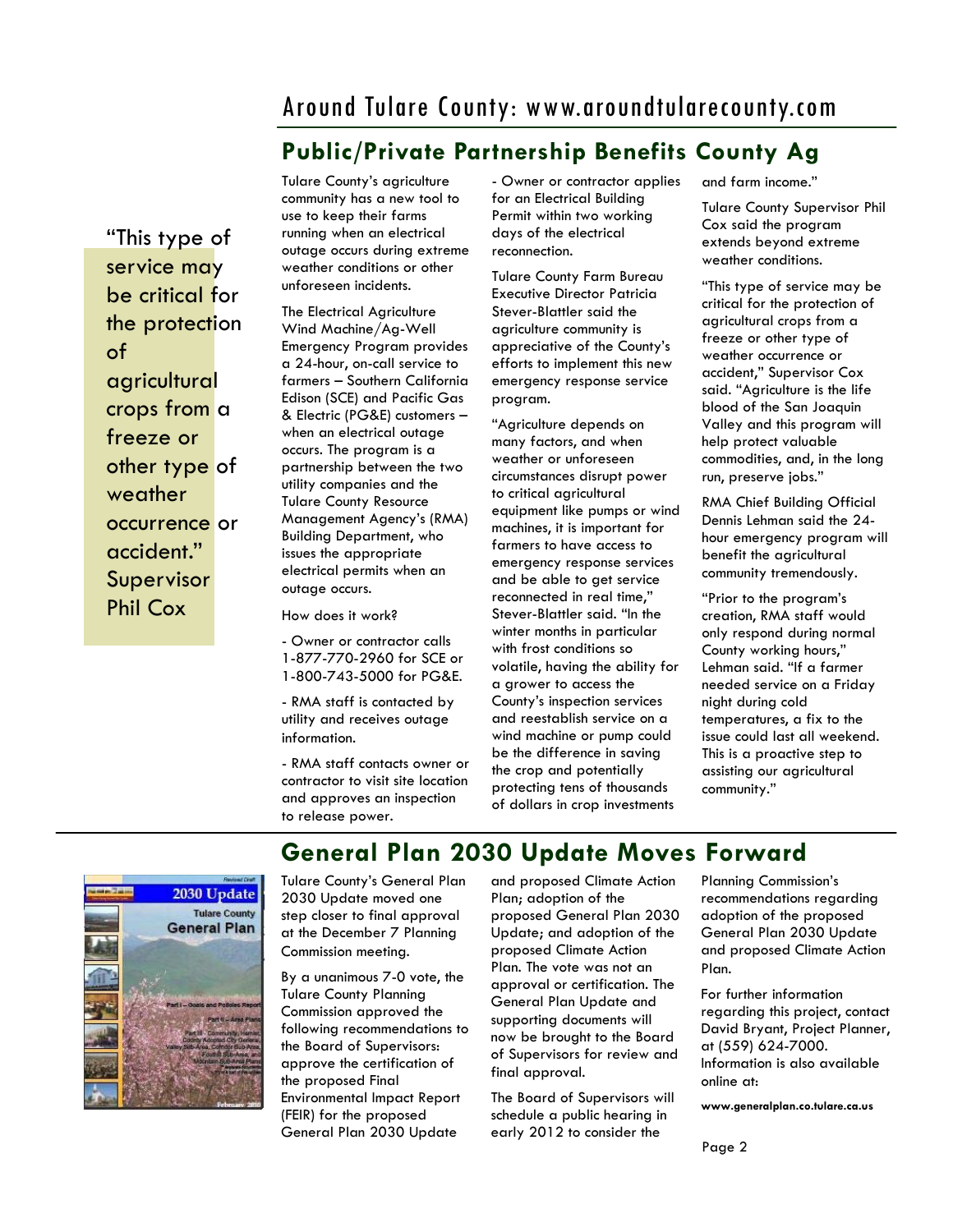## Public/Private Partnership Benefits County Ag

> "This type of service may be critical for the protection of agricultural crops from a freeze or other type of weather occurrence or accident." Supervisor Phil Cox

Tulare County's agriculture community has a new tool to use to keep their farms running when an electrical outage occurs during extreme weather conditions or other unforeseen incidents.

The Electrical Agriculture Wind Machine/Ag-Well Emergency Program provides a 24-hour, on-call service to farmers – Southern California Edison (SCE) and Pacific Gas & Electric (PG&E) customers – when an electrical outage occurs. The program is a partnership between the two utility companies and the Tulare County Resource Management Agency's (RMA) Building Department, who issues the appropriate electrical permits when an outage occurs.

How does it work?

- Owner or contractor calls 1-877-770-2960 for SCE or 1-800-743-5000 for PG&E.

- RMA staff is contacted by utility and receives outage information.

- RMA staff contacts owner or contractor to visit site location and approves an inspection to release power.

- Owner or contractor applies for an Electrical Building Permit within two working days of the electrical reconnection.

Tulare County Farm Bureau Executive Director Patricia Stever-Blattler said the agriculture community is appreciative of the County's efforts to implement this new emergency response service program.

"Agriculture depends on many factors, and when weather or unforeseen circumstances disrupt power to critical agricultural equipment like pumps or wind machines, it is important for farmers to have access to emergency response services and be able to get service reconnected in real time," Stever-Blattler said. "In the winter months in particular with frost conditions so volatile, having the ability for a grower to access the County's inspection services and reestablish service on a wind machine or pump could be the difference in saving the crop and potentially protecting tens of thousands of dollars in crop investments and farm income."

Tulare County Supervisor Phil Cox said the program extends beyond extreme weather conditions.

"This type of service may be critical for the protection of agricultural crops from a freeze or other type of weather occurrence or accident," Supervisor Cox said. "Agriculture is the life blood of the San Joaquin Valley and this program will help protect valuable commodities, and, in the long run, preserve jobs."

RMA Chief Building Official Dennis Lehman said the 24-hour emergency program will benefit the agricultural community tremendously.

"Prior to the program's creation, RMA staff would only respond during normal County working hours," Lehman said. "If a farmer needed service on a Friday night during cold temperatures, a fix to the issue could last all weekend. This is a proactive step to assisting our agricultural community."

## General Plan 2030 Update Moves Forward

Tulare County's General Plan 2030 Update moved one step closer to final approval at the December 7 Planning Commission meeting.

By a unanimous 7-0 vote, the Tulare County Planning Commission approved the following recommendations to the Board of Supervisors: approve the certification of the proposed Final Environmental Impact Report (FEIR) for the proposed General Plan 2030 Update and proposed Climate Action Plan; adoption of the proposed General Plan 2030 Update; and adoption of the proposed Climate Action Plan. The vote was not an approval or certification. The General Plan Update and supporting documents will now be brought to the Board of Supervisors for review and final approval.

The Board of Supervisors will schedule a public hearing in early 2012 to consider the Planning Commission's recommendations regarding adoption of the proposed General Plan 2030 Update and proposed Climate Action Plan.

For further information regarding this project, contact David Bryant, Project Planner, at (559) 624-7000. Information is also available online at:

**www.generalplan.co.tulare.ca.us**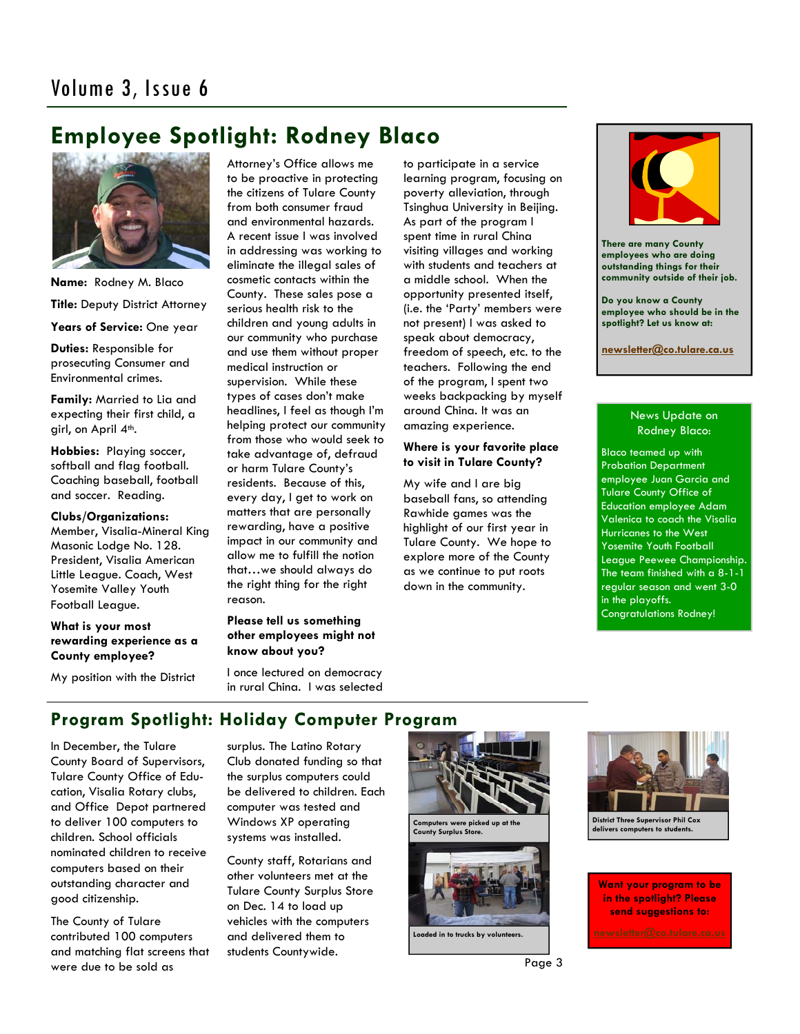# Employee Spotlight: Rodney Blaco

**Name:** Rodney M. Blaco

**Title:** Deputy District Attorney

**Years of Service:** One year

**Duties:** Responsible for prosecuting Consumer and Environmental crimes.

**Family:** Married to Lia and expecting their first child, a girl, on April 4th.

**Hobbies:** Playing soccer, softball and flag football. Coaching baseball, football and soccer. Reading.

**Clubs/Organizations:** Member, Visalia-Mineral King Masonic Lodge No. 128. President, Visalia American Little League. Coach, West Yosemite Valley Youth Football League.

**What is your most rewarding experience as a County employee?**

My position with the District Attorney's Office allows me to be proactive in protecting the citizens of Tulare County from both consumer fraud and environmental hazards. A recent issue I was involved in addressing was working to eliminate the illegal sales of cosmetic contacts within the County. These sales pose a serious health risk to the children and young adults in our community who purchase and use them without proper medical instruction or supervision. While these types of cases don't make headlines, I feel as though I'm helping protect our community from those who would seek to take advantage of, defraud or harm Tulare County's residents. Because of this, every day, I get to work on matters that are personally rewarding, have a positive impact in our community and allow me to fulfill the notion that…we should always do the right thing for the right reason.

**Please tell us something other employees might not know about you?**

I once lectured on democracy in rural China. I was selected to participate in a service learning program, focusing on poverty alleviation, through Tsinghua University in Beijing. As part of the program I spent time in rural China visiting villages and working with students and teachers at a middle school. When the opportunity presented itself, (i.e. the 'Party' members were not present) I was asked to speak about democracy, freedom of speech, etc. to the teachers. Following the end of the program, I spent two weeks backpacking by myself around China. It was an amazing experience.

**Where is your favorite place to visit in Tulare County?**

My wife and I are big baseball fans, so attending Rawhide games was the highlight of our first year in Tulare County. We hope to explore more of the County as we continue to put roots down in the community.

**There are many County employees who are doing outstanding things for their community outside of their job.**

**Do you know a County employee who should be in the spotlight? Let us know at:**

**newsletter@co.tulare.ca.us**

News Update on Rodney Blaco:

Blaco teamed up with Probation Department employee Juan Garcia and Tulare County Office of Education employee Adam Valenica to coach the Visalia Hurricanes to the West Yosemite Youth Football League Peewee Championship. The team finished with a 8-1-1 regular season and went 3-0 in the playoffs. Congratulations Rodney!

## Program Spotlight: Holiday Computer Program

In December, the Tulare County Board of Supervisors, Tulare County Office of Education, Visalia Rotary clubs, and Office Depot partnered to deliver 100 computers to children. School officials nominated children to receive computers based on their outstanding character and good citizenship.

The County of Tulare contributed 100 computers and matching flat screens that were due to be sold as surplus. The Latino Rotary Club donated funding so that the surplus computers could be delivered to children. Each computer was tested and Windows XP operating systems was installed.

County staff, Rotarians and other volunteers met at the Tulare County Surplus Store on Dec. 14 to load up vehicles with the computers and delivered them to students Countywide.

Computers were picked up at the County Surplus Store.

Loaded in to trucks by volunteers.

District Three Supervisor Phil Cox delivers computers to students.

**Want your program to be in the spotlight? Please send suggestions to:**

**newsletter@co.tulare.ca.us**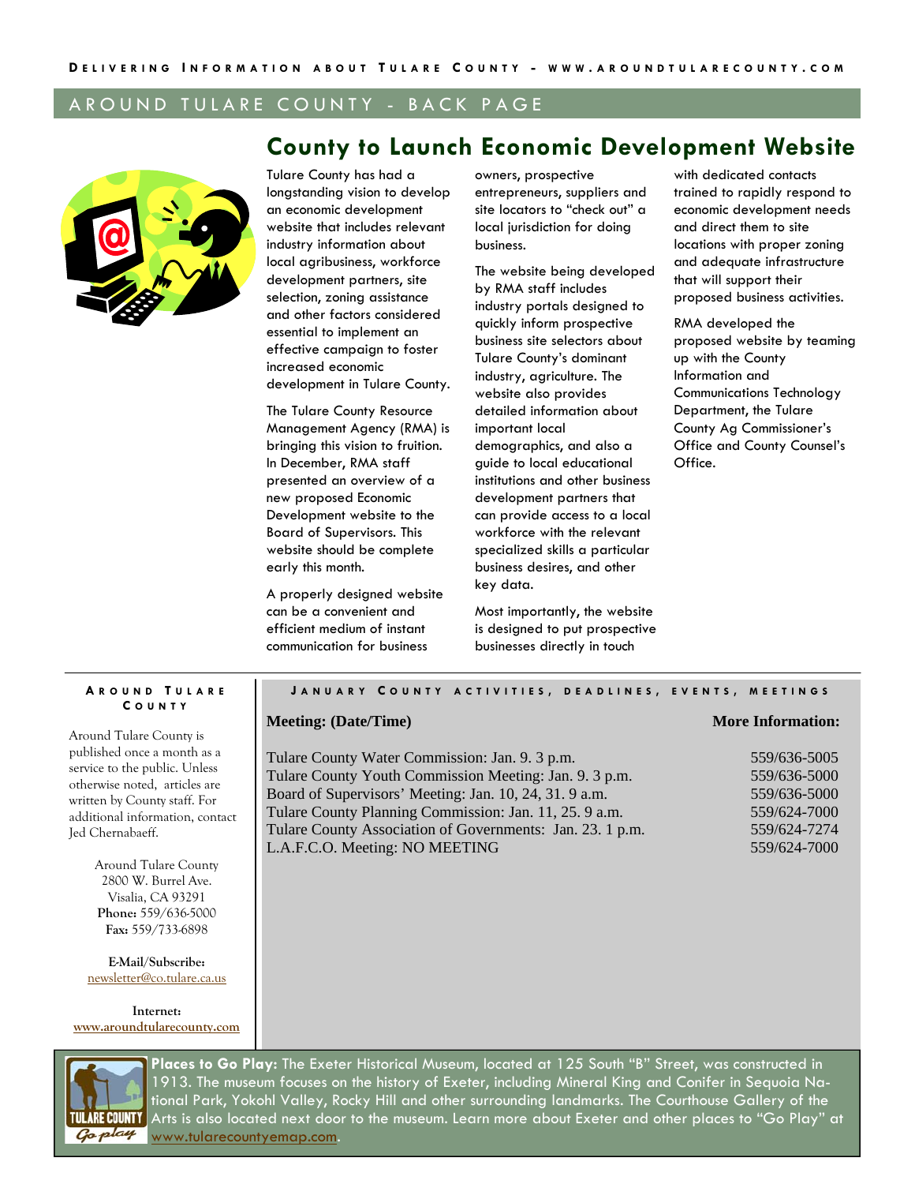## AROUND TULARE COUNTY - BACK PAGE

# County to Launch Economic Development Website

Tulare County has had a longstanding vision to develop an economic development website that includes relevant industry information about local agribusiness, workforce development partners, site selection, zoning assistance and other factors considered essential to implement an effective campaign to foster increased economic development in Tulare County.

The Tulare County Resource Management Agency (RMA) is bringing this vision to fruition. In December, RMA staff presented an overview of a new proposed Economic Development website to the Board of Supervisors. This website should be complete early this month.

A properly designed website can be a convenient and efficient medium of instant communication for business owners, prospective entrepreneurs, suppliers and site locators to "check out" a local jurisdiction for doing business.

The website being developed by RMA staff includes industry portals designed to quickly inform prospective business site selectors about Tulare County's dominant industry, agriculture. The website also provides detailed information about important local demographics, and also a guide to local educational institutions and other business development partners that can provide access to a local workforce with the relevant specialized skills a particular business desires, and other key data.

Most importantly, the website is designed to put prospective businesses directly in touch with dedicated contacts trained to rapidly respond to economic development needs and direct them to site locations with proper zoning and adequate infrastructure that will support their proposed business activities.

RMA developed the proposed website by teaming up with the County Information and Communications Technology Department, the Tulare County Ag Commissioner's Office and County Counsel's Office.

### AROUND TULARE COUNTY

Around Tulare County is published once a month as a service to the public. Unless otherwise noted, articles are written by County staff. For additional information, contact Jed Chernabaeff.

Around Tulare County
2800 W. Burrel Ave.
Visalia, CA 93291
**Phone:** 559/636-5000
**Fax:** 559/733-6898

**E-Mail/Subscribe:**
newsletter@co.tulare.ca.us

**Internet:**
www.aroundtularecounty.com

### JANUARY COUNTY ACTIVITIES, DEADLINES, EVENTS, MEETINGS

| Meeting: (Date/Time) | More Information: |
|---|---|
| Tulare County Water Commission: Jan. 9. 3 p.m. | 559/636-5005 |
| Tulare County Youth Commission Meeting: Jan. 9. 3 p.m. | 559/636-5000 |
| Board of Supervisors' Meeting: Jan. 10, 24, 31. 9 a.m. | 559/636-5000 |
| Tulare County Planning Commission: Jan. 11, 25. 9 a.m. | 559/624-7000 |
| Tulare County Association of Governments: Jan. 23. 1 p.m. | 559/624-7274 |
| L.A.F.C.O. Meeting: NO MEETING | 559/624-7000 |

**Places to Go Play:** The Exeter Historical Museum, located at 125 South "B" Street, was constructed in 1913. The museum focuses on the history of Exeter, including Mineral King and Conifer in Sequoia National Park, Yokohl Valley, Rocky Hill and other surrounding landmarks. The Courthouse Gallery of the Arts is also located next door to the museum. Learn more about Exeter and other places to "Go Play" at www.tularecountyemap.com.